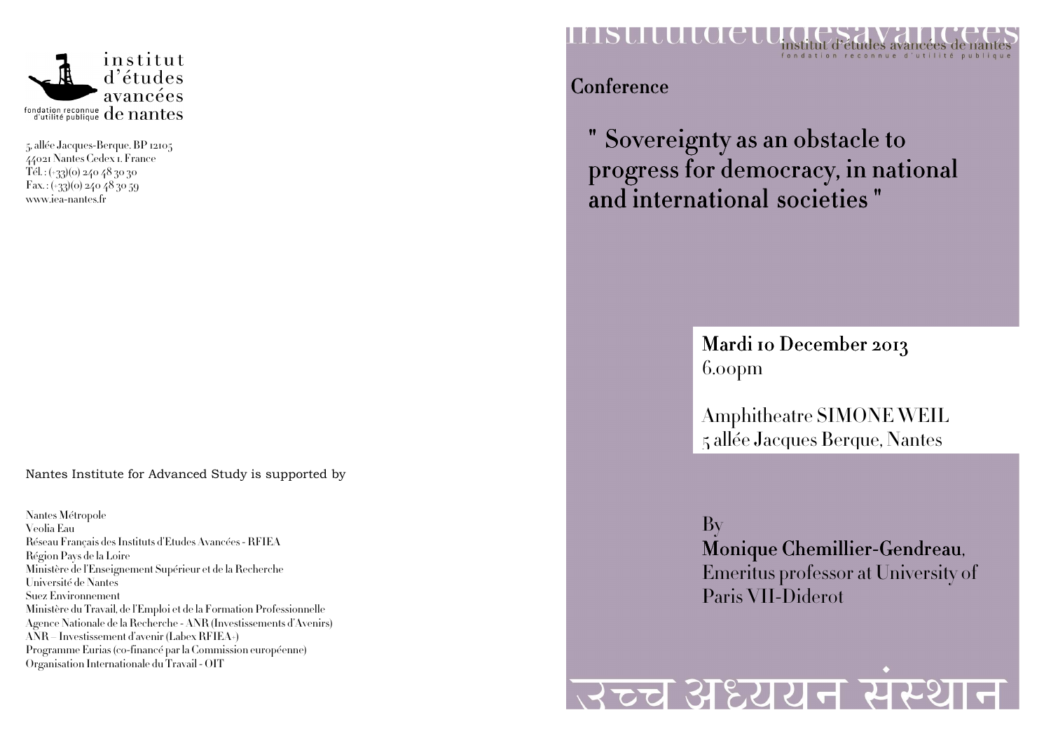institut d'études avancées de nantes

fondation reconnue d'utilité publique

5, allée Jacques-Berque. BP 12105
44021 Nantes Cedex 1. France
Tél. : (+33)(0) 240 48 30 30
Fax. : (+33)(0) 240 48 30 59
www.iea-nantes.fr

Nantes Institute for Advanced Study is supported by

Nantes Métropole
Veolia Eau
Réseau Français des Instituts d'Etudes Avancées - RFIEA
Région Pays de la Loire
Ministère de l'Enseignement Supérieur et de la Recherche
Université de Nantes
Suez Environnement
Ministère du Travail, de l'Emploi et de la Formation Professionnelle
Agence Nationale de la Recherche - ANR (Investissements d'Avenirs)
ANR – Investissement d'avenir (Labex RFIEA+)
Programme Eurias (co-financé par la Commission européenne)
Organisation Internationale du Travail - OIT

institutdetudesavancees

institut d'études avancées de nantes
fondation reconnue d'utilité publique

## Conference

# " Sovereignty as an obstacle to progress for democracy, in national and international societies "

**Mardi 10 December 2013**
6.00pm

Amphitheatre SIMONE WEIL
5 allée Jacques Berque, Nantes

By
**Monique Chemillier-Gendreau**,
Emeritus professor at University of Paris VII-Diderot

उच्च अध्ययन संस्थान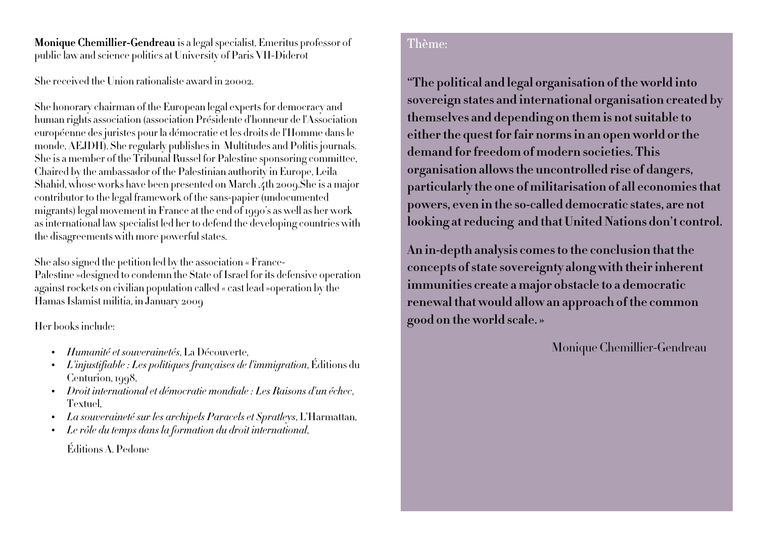**Monique Chemillier-Gendreau** is a legal specialist, Emeritus professor of public law and science politics at University of Paris VII-Diderot

She received the Union rationaliste award in 20002.

She honorary chairman of the European legal experts for democracy and human rights association (association Présidente d'honneur de l'Association européenne des juristes pour la démocratie et les droits de l'Homme dans le monde, AEJDH). She regularly publishes in Multitudes and Politis journals. She is a member of the Tribunal Russel for Palestine sponsoring committee, Chaired by the ambassador of the Palestinian authority in Europe, Leila Shahid, whose works have been presented on March ,4th 2009.She is a major contributor to the legal framework of the sans-papier (undocumented migrants) legal movement in France at the end of 1990's as well as her work as international law specialist led her to defend the developing countries with the disagreements with more powerful states.

She also signed the petition led by the association « France-Palestine »designed to condemn the State of Israel for its defensive operation against rockets on civilian population called « cast lead »operation by the Hamas Islamist militia, in January 2009

Her books include:

- *Humanité et souverainetés*, La Découverte,
- *L'injustifiable : Les politiques françaises de l'immigration*, Éditions du Centurion, 1998,
- *Droit international et démocratie mondiale : Les Raisons d'un échec*, Textuel,
- *La souveraineté sur les archipels Paracels et Spratleys*, L'Harmattan,
- *Le rôle du temps dans la formation du droit international*,

  Éditions A. Pedone

Thème:

**"The political and legal organisation of the world into sovereign states and international organisation created by themselves and depending on them is not suitable to either the quest for fair norms in an open world or the demand for freedom of modern societies. This organisation allows the uncontrolled rise of dangers, particularly the one of militarisation of all economies that powers, even in the so-called democratic states, are not looking at reducing and that United Nations don't control.**

**An in-depth analysis comes to the conclusion that the concepts of state sovereignty along with their inherent immunities create a major obstacle to a democratic renewal that would allow an approach of the common good on the world scale. »**

Monique Chemillier-Gendreau